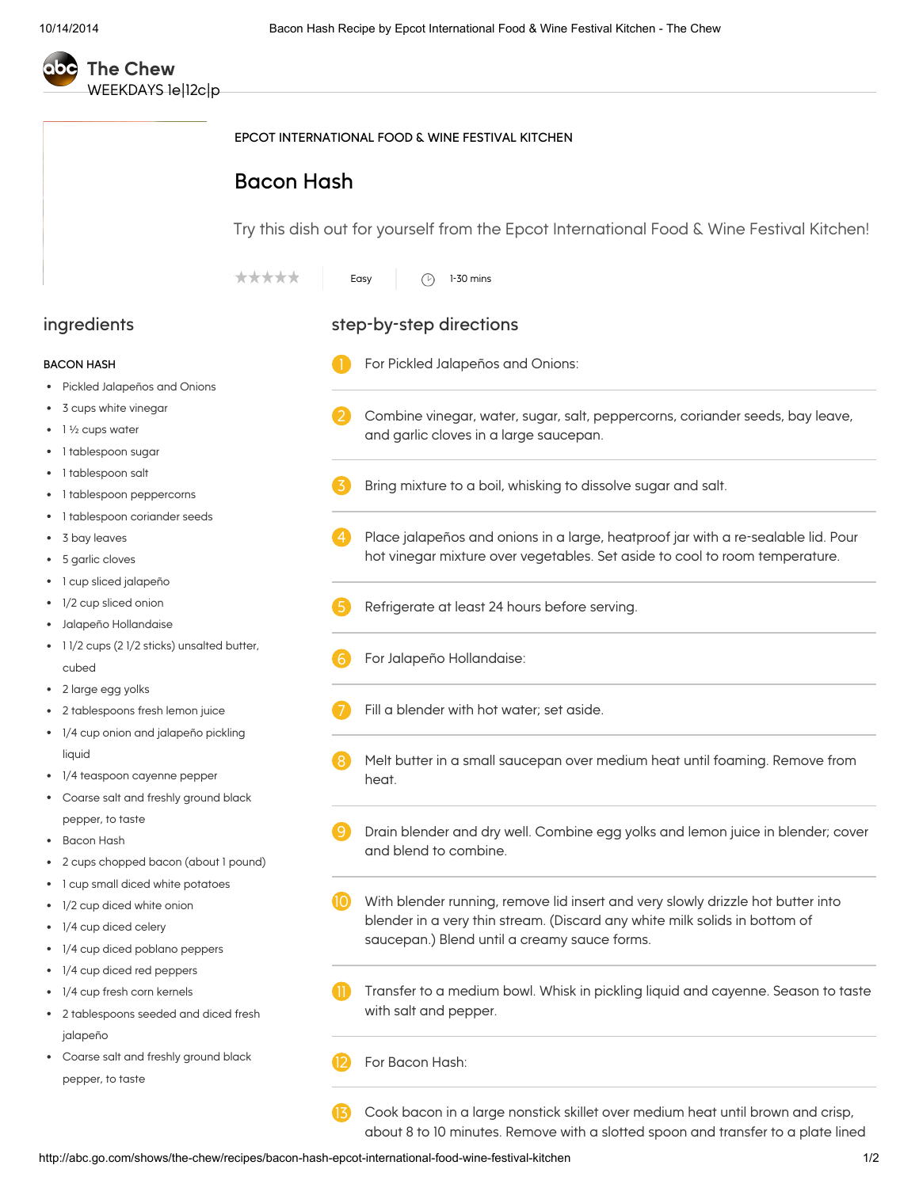The Chew

WEEKDAYS 1e|12c|p

EPCOT INTERNATIONAL FOOD & WINE FESTIVAL KITCHEN

# Bacon Hash

Try this dish out for yourself from the Epcot International Food & Wine Festival Kitchen!

★★★★★ | Easy | 1-30 mins

## ingredients

### BACON HASH

- Pickled Jalapeños and Onions
- 3 cups white vinegar
- 1 ½ cups water
- 1 tablespoon sugar
- 1 tablespoon salt
- 1 tablespoon peppercorns
- 1 tablespoon coriander seeds
- 3 bay leaves
- 5 garlic cloves
- 1 cup sliced jalapeño
- 1/2 cup sliced onion
- Jalapeño Hollandaise
- 1 1/2 cups (2 1/2 sticks) unsalted butter, cubed
- 2 large egg yolks
- 2 tablespoons fresh lemon juice
- 1/4 cup onion and jalapeño pickling liquid
- 1/4 teaspoon cayenne pepper
- Coarse salt and freshly ground black pepper, to taste
- Bacon Hash
- 2 cups chopped bacon (about 1 pound)
- 1 cup small diced white potatoes
- 1/2 cup diced white onion
- 1/4 cup diced celery
- 1/4 cup diced poblano peppers
- 1/4 cup diced red peppers
- 1/4 cup fresh corn kernels
- 2 tablespoons seeded and diced fresh jalapeño
- Coarse salt and freshly ground black pepper, to taste

## step-by-step directions

1. For Pickled Jalapeños and Onions:
2. Combine vinegar, water, sugar, salt, peppercorns, coriander seeds, bay leave, and garlic cloves in a large saucepan.
3. Bring mixture to a boil, whisking to dissolve sugar and salt.
4. Place jalapeños and onions in a large, heatproof jar with a re-sealable lid. Pour hot vinegar mixture over vegetables. Set aside to cool to room temperature.
5. Refrigerate at least 24 hours before serving.
6. For Jalapeño Hollandaise:
7. Fill a blender with hot water; set aside.
8. Melt butter in a small saucepan over medium heat until foaming. Remove from heat.
9. Drain blender and dry well. Combine egg yolks and lemon juice in blender; cover and blend to combine.
10. With blender running, remove lid insert and very slowly drizzle hot butter into blender in a very thin stream. (Discard any white milk solids in bottom of saucepan.) Blend until a creamy sauce forms.
11. Transfer to a medium bowl. Whisk in pickling liquid and cayenne. Season to taste with salt and pepper.
12. For Bacon Hash:
13. Cook bacon in a large nonstick skillet over medium heat until brown and crisp, about 8 to 10 minutes. Remove with a slotted spoon and transfer to a plate lined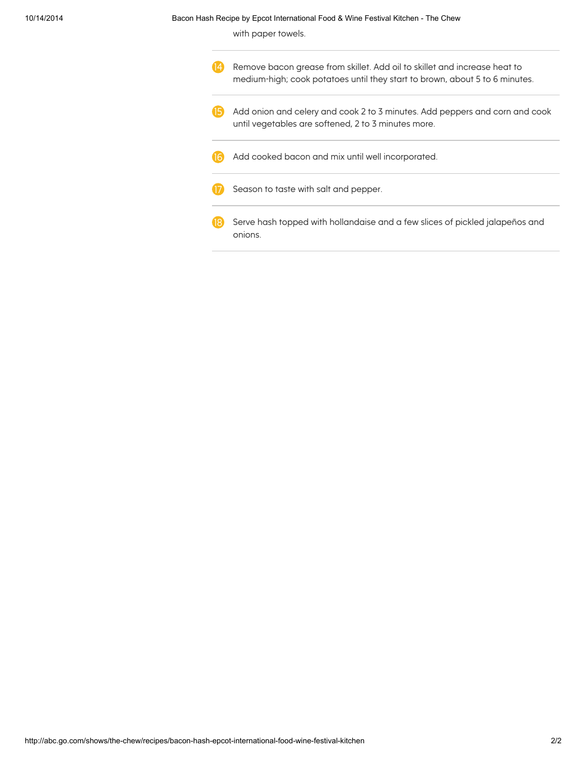with paper towels.

14. Remove bacon grease from skillet. Add oil to skillet and increase heat to medium-high; cook potatoes until they start to brown, about 5 to 6 minutes.

15. Add onion and celery and cook 2 to 3 minutes. Add peppers and corn and cook until vegetables are softened, 2 to 3 minutes more.

16. Add cooked bacon and mix until well incorporated.

17. Season to taste with salt and pepper.

18. Serve hash topped with hollandaise and a few slices of pickled jalapeños and onions.